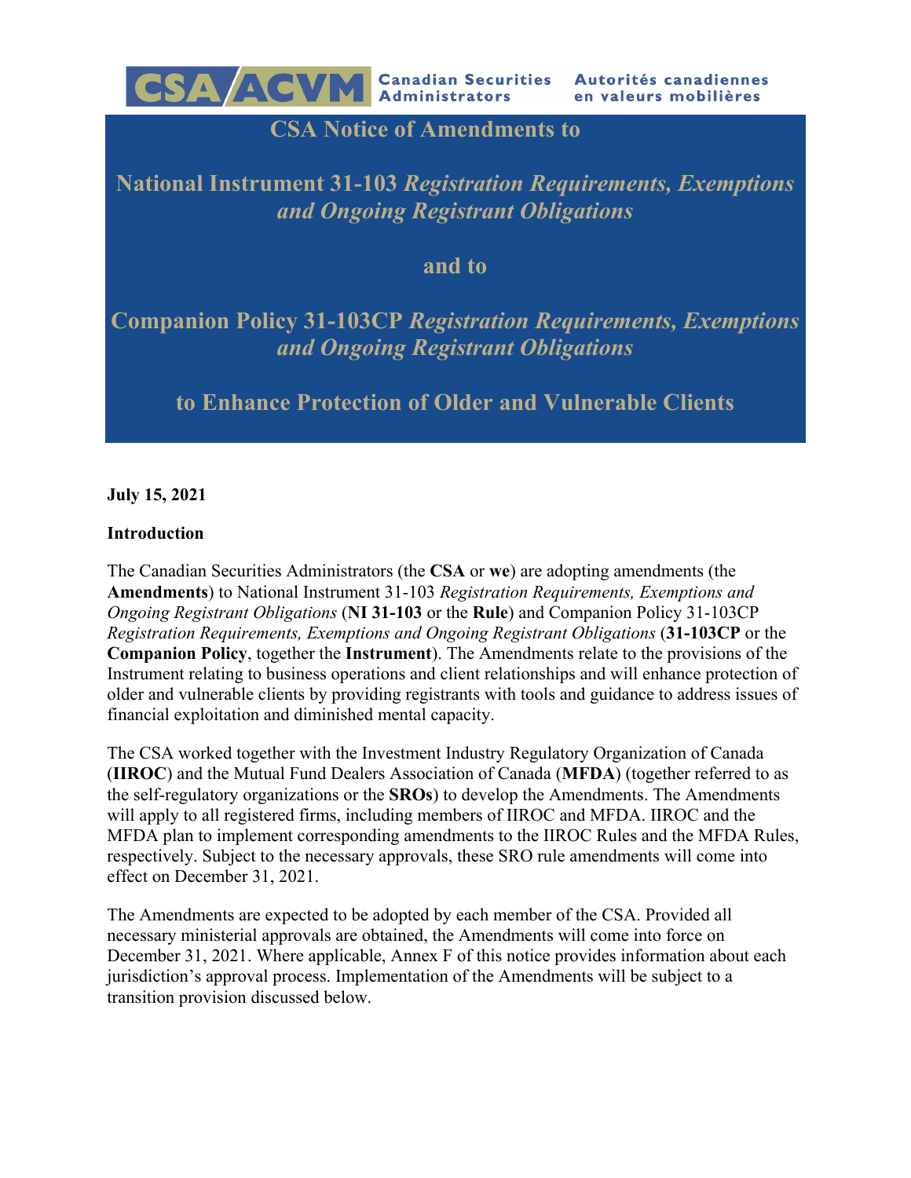CSA/ACVM Canadian Securities Administrators Autorités canadiennes en valeurs mobilières

# CSA Notice of Amendments to

# National Instrument 31-103 *Registration Requirements, Exemptions and Ongoing Registrant Obligations*

# and to

# Companion Policy 31-103CP *Registration Requirements, Exemptions and Ongoing Registrant Obligations*

# to Enhance Protection of Older and Vulnerable Clients

**July 15, 2021**

**Introduction**

The Canadian Securities Administrators (the **CSA** or **we**) are adopting amendments (the **Amendments**) to National Instrument 31-103 *Registration Requirements, Exemptions and Ongoing Registrant Obligations* (**NI 31-103** or the **Rule**) and Companion Policy 31-103CP *Registration Requirements, Exemptions and Ongoing Registrant Obligations* (**31-103CP** or the **Companion Policy**, together the **Instrument**). The Amendments relate to the provisions of the Instrument relating to business operations and client relationships and will enhance protection of older and vulnerable clients by providing registrants with tools and guidance to address issues of financial exploitation and diminished mental capacity.

The CSA worked together with the Investment Industry Regulatory Organization of Canada (**IIROC**) and the Mutual Fund Dealers Association of Canada (**MFDA**) (together referred to as the self-regulatory organizations or the **SROs**) to develop the Amendments. The Amendments will apply to all registered firms, including members of IIROC and MFDA. IIROC and the MFDA plan to implement corresponding amendments to the IIROC Rules and the MFDA Rules, respectively. Subject to the necessary approvals, these SRO rule amendments will come into effect on December 31, 2021.

The Amendments are expected to be adopted by each member of the CSA. Provided all necessary ministerial approvals are obtained, the Amendments will come into force on December 31, 2021. Where applicable, Annex F of this notice provides information about each jurisdiction's approval process. Implementation of the Amendments will be subject to a transition provision discussed below.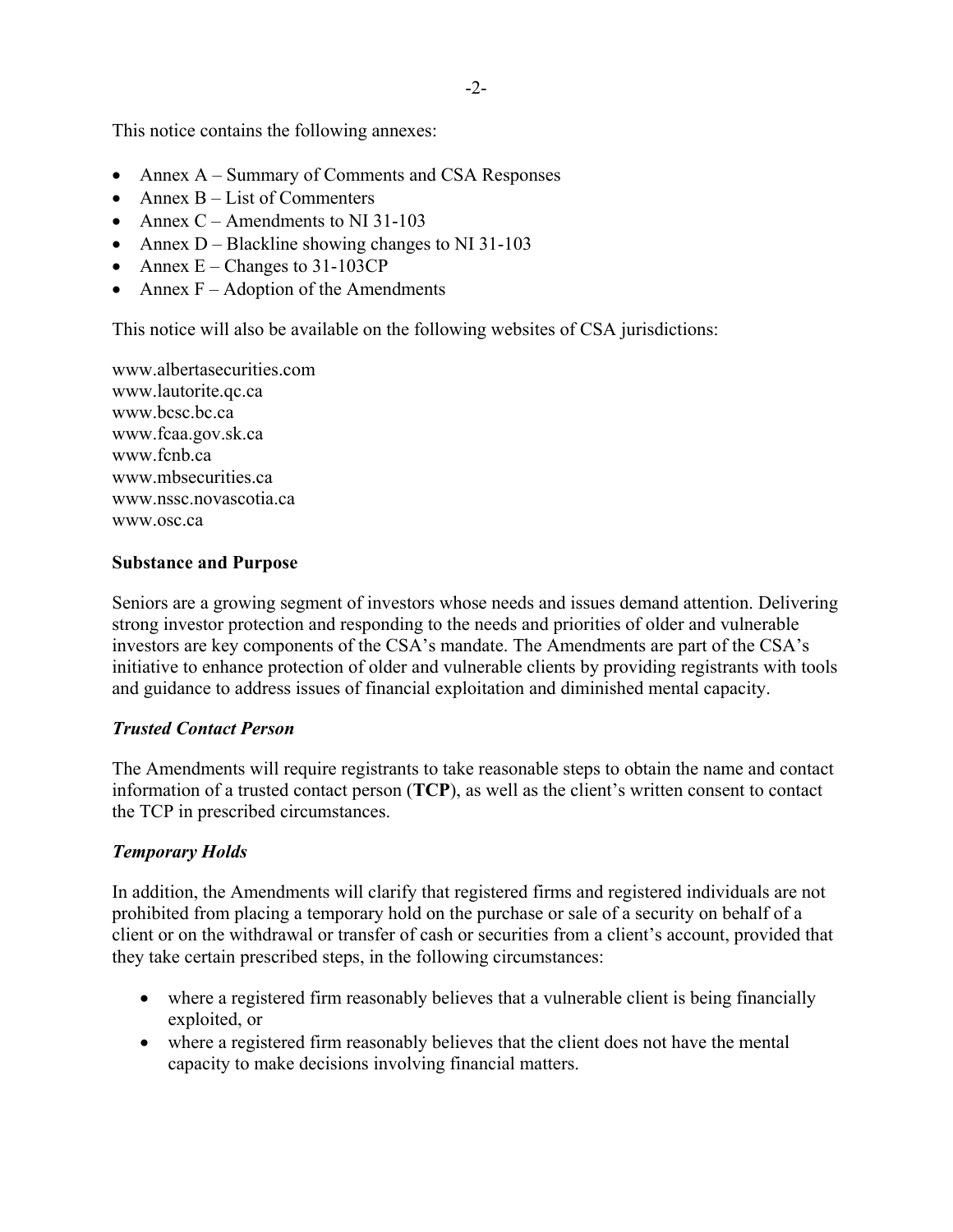This notice contains the following annexes:

- Annex A – Summary of Comments and CSA Responses
- Annex B – List of Commenters
- Annex C – Amendments to NI 31-103
- Annex D – Blackline showing changes to NI 31-103
- Annex E – Changes to 31-103CP
- Annex F – Adoption of the Amendments

This notice will also be available on the following websites of CSA jurisdictions:

www.albertasecurities.com
www.lautorite.qc.ca
www.bcsc.bc.ca
www.fcaa.gov.sk.ca
www.fcnb.ca
www.mbsecurities.ca
www.nssc.novascotia.ca
www.osc.ca

**Substance and Purpose**

Seniors are a growing segment of investors whose needs and issues demand attention. Delivering strong investor protection and responding to the needs and priorities of older and vulnerable investors are key components of the CSA's mandate. The Amendments are part of the CSA's initiative to enhance protection of older and vulnerable clients by providing registrants with tools and guidance to address issues of financial exploitation and diminished mental capacity.

***Trusted Contact Person***

The Amendments will require registrants to take reasonable steps to obtain the name and contact information of a trusted contact person (**TCP**), as well as the client's written consent to contact the TCP in prescribed circumstances.

***Temporary Holds***

In addition, the Amendments will clarify that registered firms and registered individuals are not prohibited from placing a temporary hold on the purchase or sale of a security on behalf of a client or on the withdrawal or transfer of cash or securities from a client's account, provided that they take certain prescribed steps, in the following circumstances:

- where a registered firm reasonably believes that a vulnerable client is being financially exploited, or
- where a registered firm reasonably believes that the client does not have the mental capacity to make decisions involving financial matters.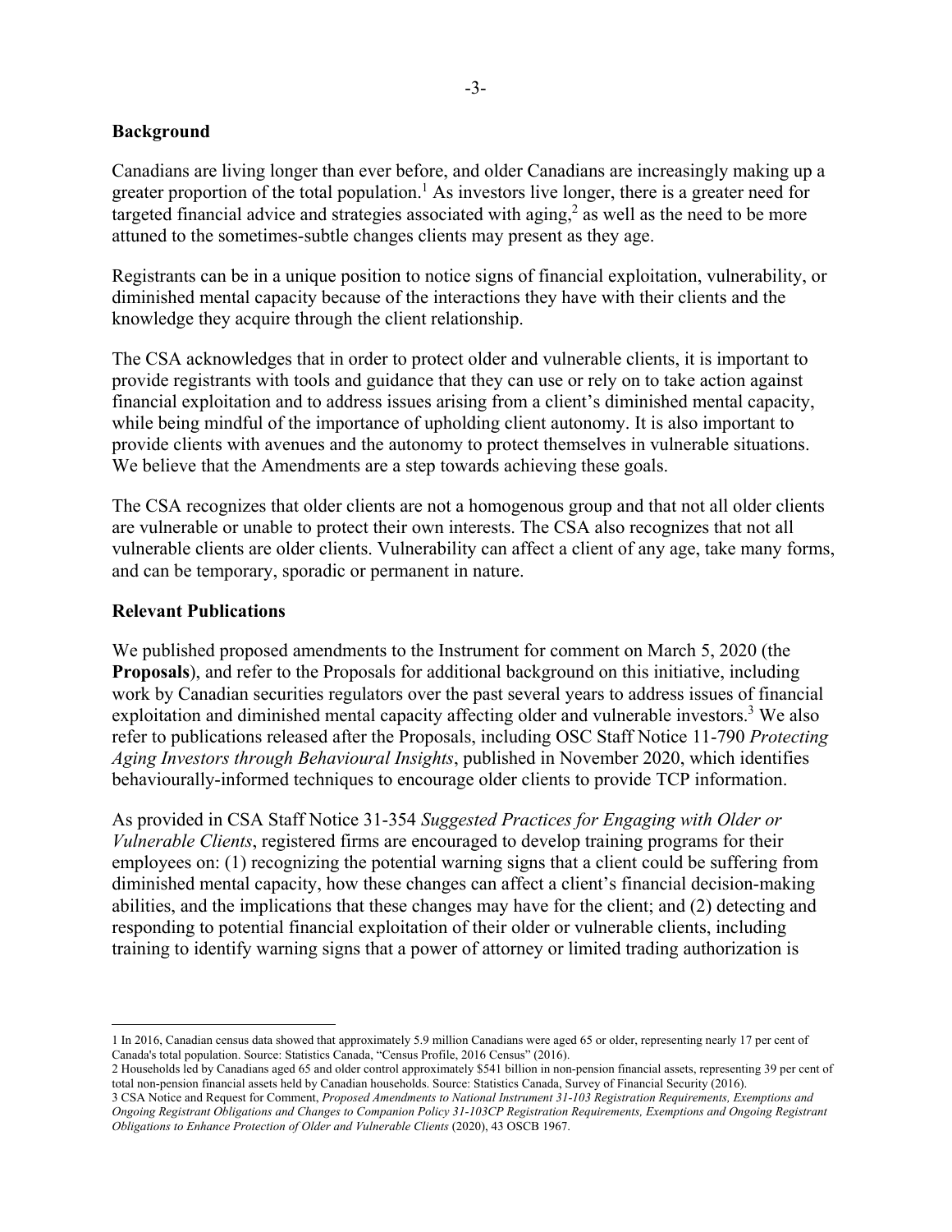## Background

Canadians are living longer than ever before, and older Canadians are increasingly making up a greater proportion of the total population.[1] As investors live longer, there is a greater need for targeted financial advice and strategies associated with aging,[2] as well as the need to be more attuned to the sometimes-subtle changes clients may present as they age.

Registrants can be in a unique position to notice signs of financial exploitation, vulnerability, or diminished mental capacity because of the interactions they have with their clients and the knowledge they acquire through the client relationship.

The CSA acknowledges that in order to protect older and vulnerable clients, it is important to provide registrants with tools and guidance that they can use or rely on to take action against financial exploitation and to address issues arising from a client's diminished mental capacity, while being mindful of the importance of upholding client autonomy. It is also important to provide clients with avenues and the autonomy to protect themselves in vulnerable situations. We believe that the Amendments are a step towards achieving these goals.

The CSA recognizes that older clients are not a homogenous group and that not all older clients are vulnerable or unable to protect their own interests. The CSA also recognizes that not all vulnerable clients are older clients. Vulnerability can affect a client of any age, take many forms, and can be temporary, sporadic or permanent in nature.

## Relevant Publications

We published proposed amendments to the Instrument for comment on March 5, 2020 (the **Proposals**), and refer to the Proposals for additional background on this initiative, including work by Canadian securities regulators over the past several years to address issues of financial exploitation and diminished mental capacity affecting older and vulnerable investors.[3] We also refer to publications released after the Proposals, including OSC Staff Notice 11-790 *Protecting Aging Investors through Behavioural Insights*, published in November 2020, which identifies behaviourally-informed techniques to encourage older clients to provide TCP information.

As provided in CSA Staff Notice 31-354 *Suggested Practices for Engaging with Older or Vulnerable Clients*, registered firms are encouraged to develop training programs for their employees on: (1) recognizing the potential warning signs that a client could be suffering from diminished mental capacity, how these changes can affect a client's financial decision-making abilities, and the implications that these changes may have for the client; and (2) detecting and responding to potential financial exploitation of their older or vulnerable clients, including training to identify warning signs that a power of attorney or limited trading authorization is

---

1 In 2016, Canadian census data showed that approximately 5.9 million Canadians were aged 65 or older, representing nearly 17 per cent of Canada's total population. Source: Statistics Canada, "Census Profile, 2016 Census" (2016).

2 Households led by Canadians aged 65 and older control approximately $541 billion in non-pension financial assets, representing 39 per cent of total non-pension financial assets held by Canadian households. Source: Statistics Canada, Survey of Financial Security (2016).

3 CSA Notice and Request for Comment, *Proposed Amendments to National Instrument 31-103 Registration Requirements, Exemptions and Ongoing Registrant Obligations and Changes to Companion Policy 31-103CP Registration Requirements, Exemptions and Ongoing Registrant Obligations to Enhance Protection of Older and Vulnerable Clients* (2020), 43 OSCB 1967.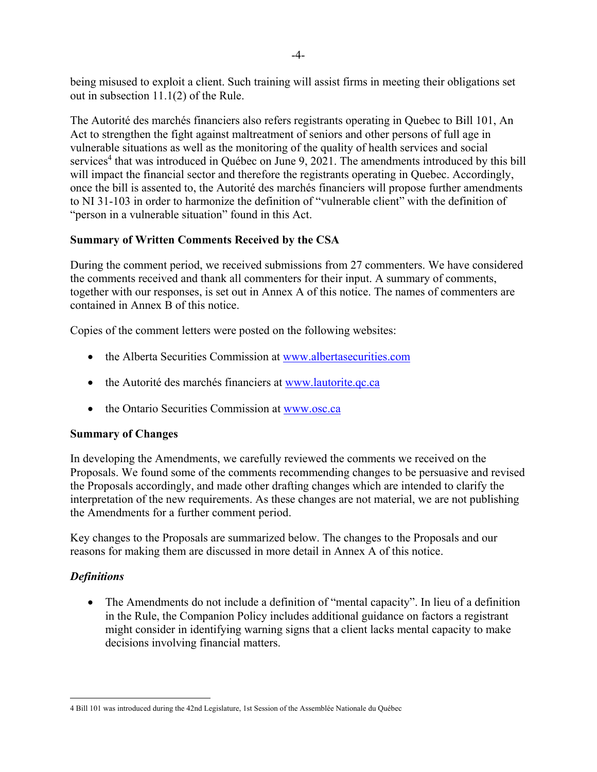being misused to exploit a client. Such training will assist firms in meeting their obligations set out in subsection 11.1(2) of the Rule.

The Autorité des marchés financiers also refers registrants operating in Quebec to Bill 101, An Act to strengthen the fight against maltreatment of seniors and other persons of full age in vulnerable situations as well as the monitoring of the quality of health services and social services[4] that was introduced in Québec on June 9, 2021. The amendments introduced by this bill will impact the financial sector and therefore the registrants operating in Quebec. Accordingly, once the bill is assented to, the Autorité des marchés financiers will propose further amendments to NI 31-103 in order to harmonize the definition of "vulnerable client" with the definition of "person in a vulnerable situation" found in this Act.

**Summary of Written Comments Received by the CSA**

During the comment period, we received submissions from 27 commenters. We have considered the comments received and thank all commenters for their input. A summary of comments, together with our responses, is set out in Annex A of this notice. The names of commenters are contained in Annex B of this notice.

Copies of the comment letters were posted on the following websites:

- the Alberta Securities Commission at www.albertasecurities.com
- the Autorité des marchés financiers at www.lautorite.qc.ca
- the Ontario Securities Commission at www.osc.ca

**Summary of Changes**

In developing the Amendments, we carefully reviewed the comments we received on the Proposals. We found some of the comments recommending changes to be persuasive and revised the Proposals accordingly, and made other drafting changes which are intended to clarify the interpretation of the new requirements. As these changes are not material, we are not publishing the Amendments for a further comment period.

Key changes to the Proposals are summarized below. The changes to the Proposals and our reasons for making them are discussed in more detail in Annex A of this notice.

***Definitions***

- The Amendments do not include a definition of "mental capacity". In lieu of a definition in the Rule, the Companion Policy includes additional guidance on factors a registrant might consider in identifying warning signs that a client lacks mental capacity to make decisions involving financial matters.

4 Bill 101 was introduced during the 42nd Legislature, 1st Session of the Assemblée Nationale du Québec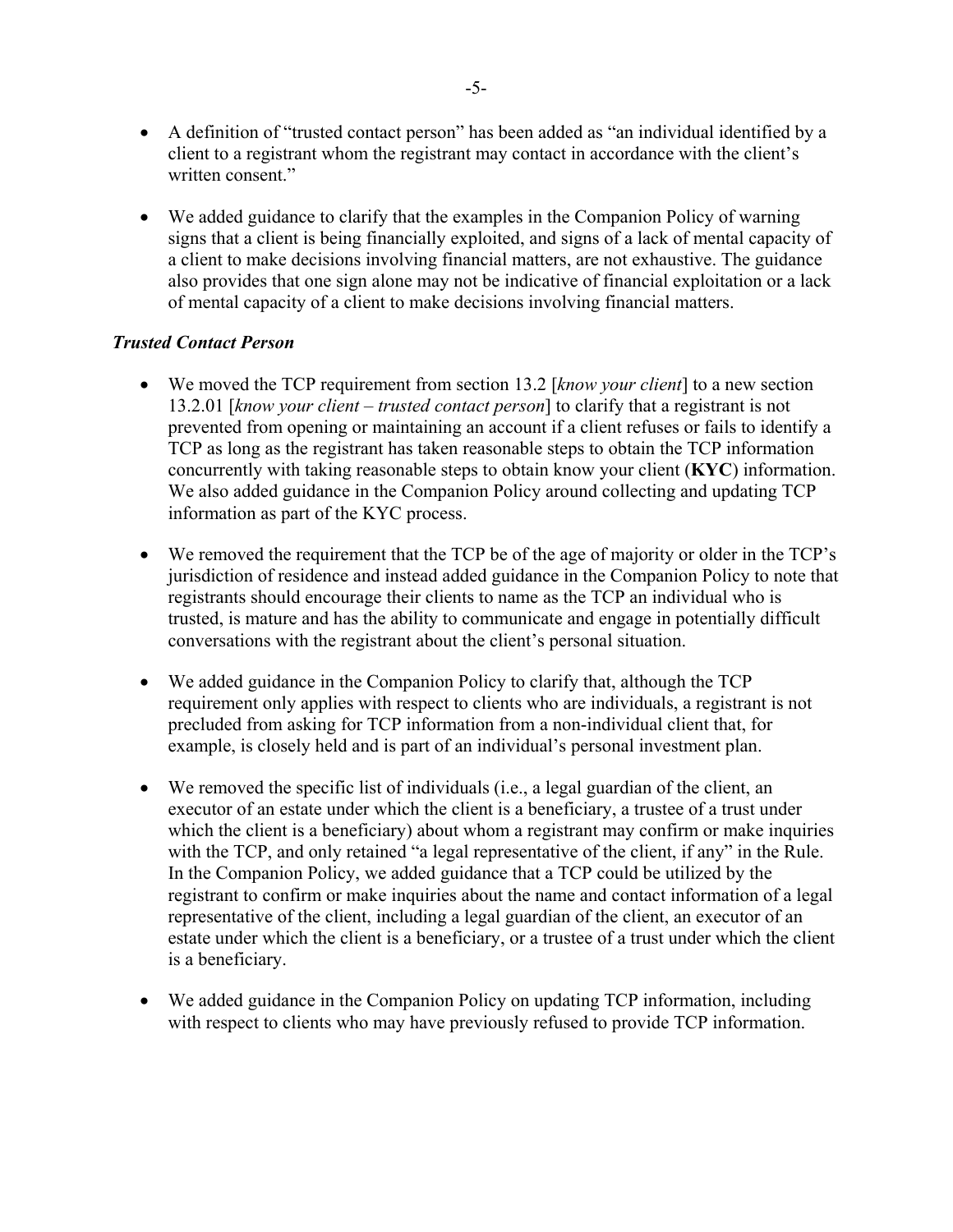- A definition of "trusted contact person" has been added as "an individual identified by a client to a registrant whom the registrant may contact in accordance with the client's written consent."

- We added guidance to clarify that the examples in the Companion Policy of warning signs that a client is being financially exploited, and signs of a lack of mental capacity of a client to make decisions involving financial matters, are not exhaustive. The guidance also provides that one sign alone may not be indicative of financial exploitation or a lack of mental capacity of a client to make decisions involving financial matters.

***Trusted Contact Person***

- We moved the TCP requirement from section 13.2 [*know your client*] to a new section 13.2.01 [*know your client – trusted contact person*] to clarify that a registrant is not prevented from opening or maintaining an account if a client refuses or fails to identify a TCP as long as the registrant has taken reasonable steps to obtain the TCP information concurrently with taking reasonable steps to obtain know your client (**KYC**) information. We also added guidance in the Companion Policy around collecting and updating TCP information as part of the KYC process.

- We removed the requirement that the TCP be of the age of majority or older in the TCP's jurisdiction of residence and instead added guidance in the Companion Policy to note that registrants should encourage their clients to name as the TCP an individual who is trusted, is mature and has the ability to communicate and engage in potentially difficult conversations with the registrant about the client's personal situation.

- We added guidance in the Companion Policy to clarify that, although the TCP requirement only applies with respect to clients who are individuals, a registrant is not precluded from asking for TCP information from a non-individual client that, for example, is closely held and is part of an individual's personal investment plan.

- We removed the specific list of individuals (i.e., a legal guardian of the client, an executor of an estate under which the client is a beneficiary, a trustee of a trust under which the client is a beneficiary) about whom a registrant may confirm or make inquiries with the TCP, and only retained "a legal representative of the client, if any" in the Rule. In the Companion Policy, we added guidance that a TCP could be utilized by the registrant to confirm or make inquiries about the name and contact information of a legal representative of the client, including a legal guardian of the client, an executor of an estate under which the client is a beneficiary, or a trustee of a trust under which the client is a beneficiary.

- We added guidance in the Companion Policy on updating TCP information, including with respect to clients who may have previously refused to provide TCP information.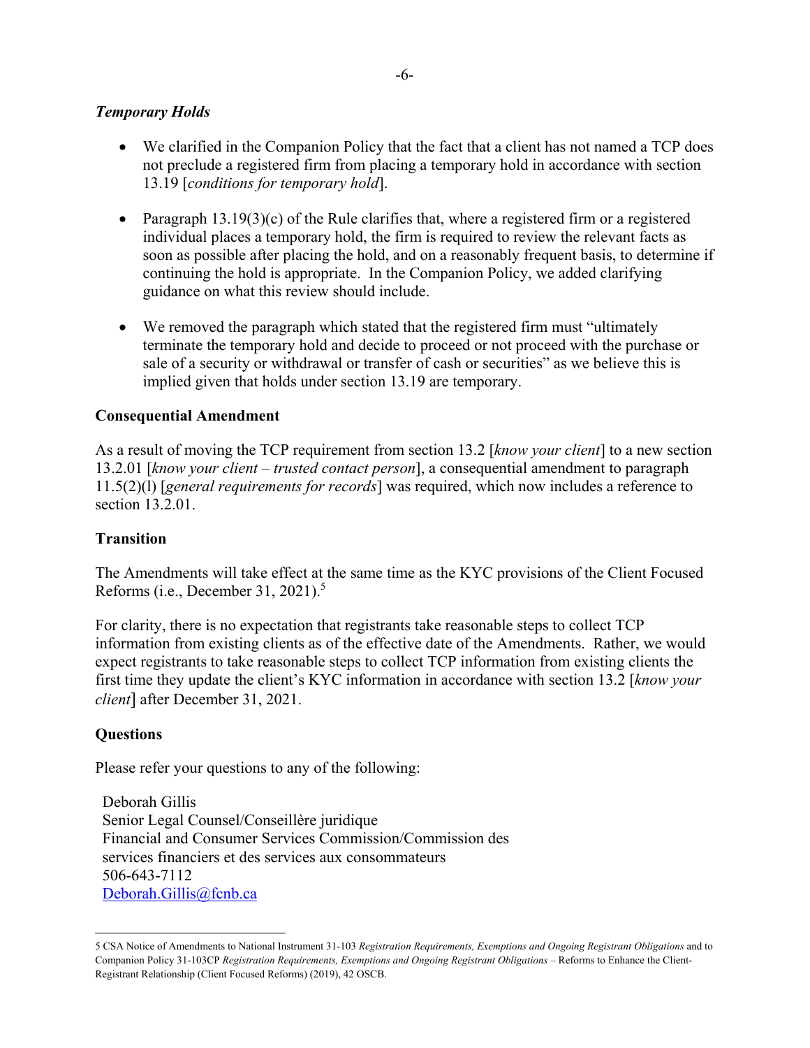### *Temporary Holds*

- We clarified in the Companion Policy that the fact that a client has not named a TCP does not preclude a registered firm from placing a temporary hold in accordance with section 13.19 [*conditions for temporary hold*].

- Paragraph 13.19(3)(c) of the Rule clarifies that, where a registered firm or a registered individual places a temporary hold, the firm is required to review the relevant facts as soon as possible after placing the hold, and on a reasonably frequent basis, to determine if continuing the hold is appropriate. In the Companion Policy, we added clarifying guidance on what this review should include.

- We removed the paragraph which stated that the registered firm must "ultimately terminate the temporary hold and decide to proceed or not proceed with the purchase or sale of a security or withdrawal or transfer of cash or securities" as we believe this is implied given that holds under section 13.19 are temporary.

## Consequential Amendment

As a result of moving the TCP requirement from section 13.2 [*know your client*] to a new section 13.2.01 [*know your client – trusted contact person*], a consequential amendment to paragraph 11.5(2)(l) [*general requirements for records*] was required, which now includes a reference to section 13.2.01.

## Transition

The Amendments will take effect at the same time as the KYC provisions of the Client Focused Reforms (i.e., December 31, 2021).[5]

For clarity, there is no expectation that registrants take reasonable steps to collect TCP information from existing clients as of the effective date of the Amendments. Rather, we would expect registrants to take reasonable steps to collect TCP information from existing clients the first time they update the client's KYC information in accordance with section 13.2 [*know your client*] after December 31, 2021.

## Questions

Please refer your questions to any of the following:

Deborah Gillis
Senior Legal Counsel/Conseillère juridique
Financial and Consumer Services Commission/Commission des services financiers et des services aux consommateurs
506-643-7112
Deborah.Gillis@fcnb.ca

---

5 CSA Notice of Amendments to National Instrument 31-103 *Registration Requirements, Exemptions and Ongoing Registrant Obligations* and to Companion Policy 31-103CP *Registration Requirements, Exemptions and Ongoing Registrant Obligations* – Reforms to Enhance the Client-Registrant Relationship (Client Focused Reforms) (2019), 42 OSCB.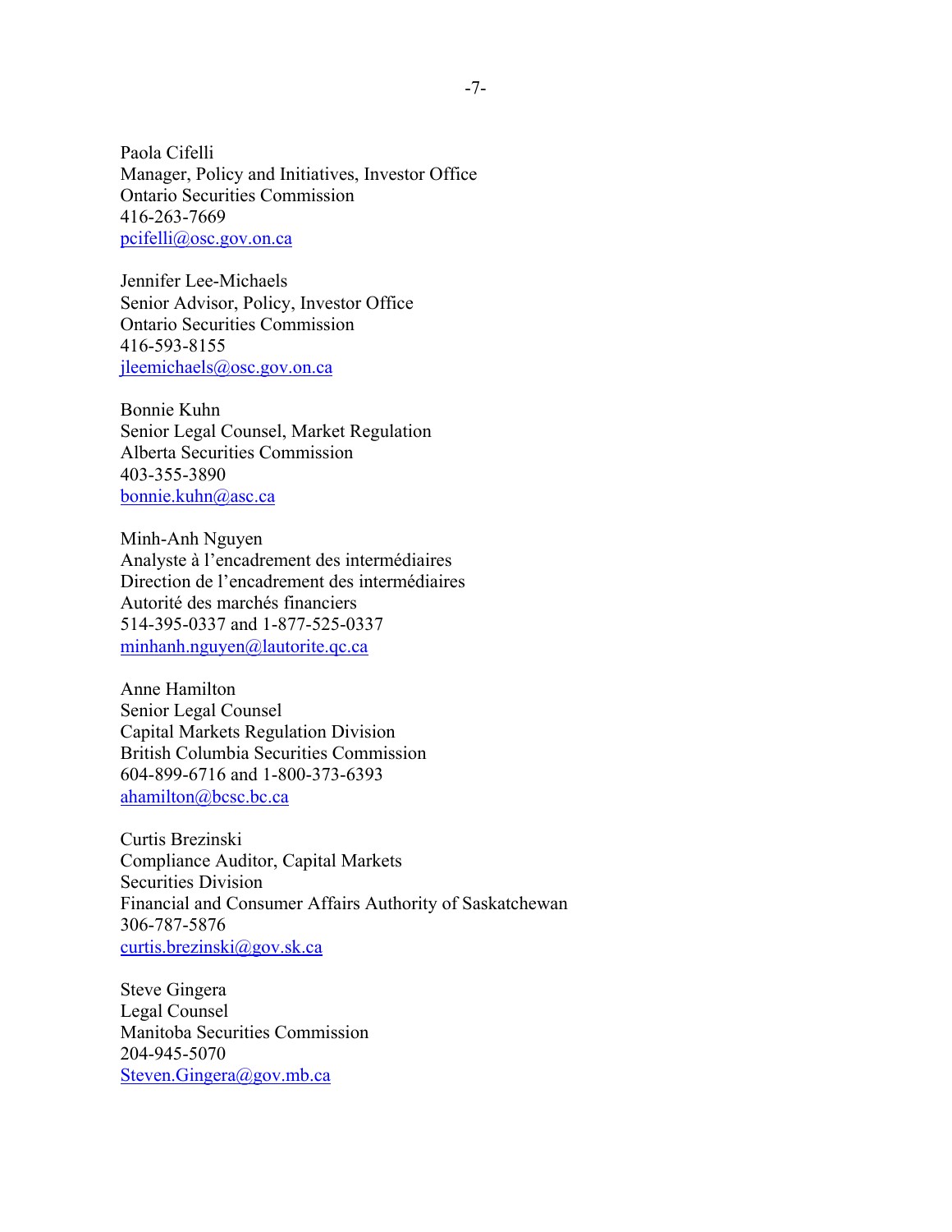Paola Cifelli
Manager, Policy and Initiatives, Investor Office
Ontario Securities Commission
416-263-7669
pcifelli@osc.gov.on.ca

Jennifer Lee-Michaels
Senior Advisor, Policy, Investor Office
Ontario Securities Commission
416-593-8155
jleemichaels@osc.gov.on.ca

Bonnie Kuhn
Senior Legal Counsel, Market Regulation
Alberta Securities Commission
403-355-3890
bonnie.kuhn@asc.ca

Minh-Anh Nguyen
Analyste à l'encadrement des intermédiaires
Direction de l'encadrement des intermédiaires
Autorité des marchés financiers
514-395-0337 and 1-877-525-0337
minhanh.nguyen@lautorite.qc.ca

Anne Hamilton
Senior Legal Counsel
Capital Markets Regulation Division
British Columbia Securities Commission
604-899-6716 and 1-800-373-6393
ahamilton@bcsc.bc.ca

Curtis Brezinski
Compliance Auditor, Capital Markets
Securities Division
Financial and Consumer Affairs Authority of Saskatchewan
306-787-5876
curtis.brezinski@gov.sk.ca

Steve Gingera
Legal Counsel
Manitoba Securities Commission
204-945-5070
Steven.Gingera@gov.mb.ca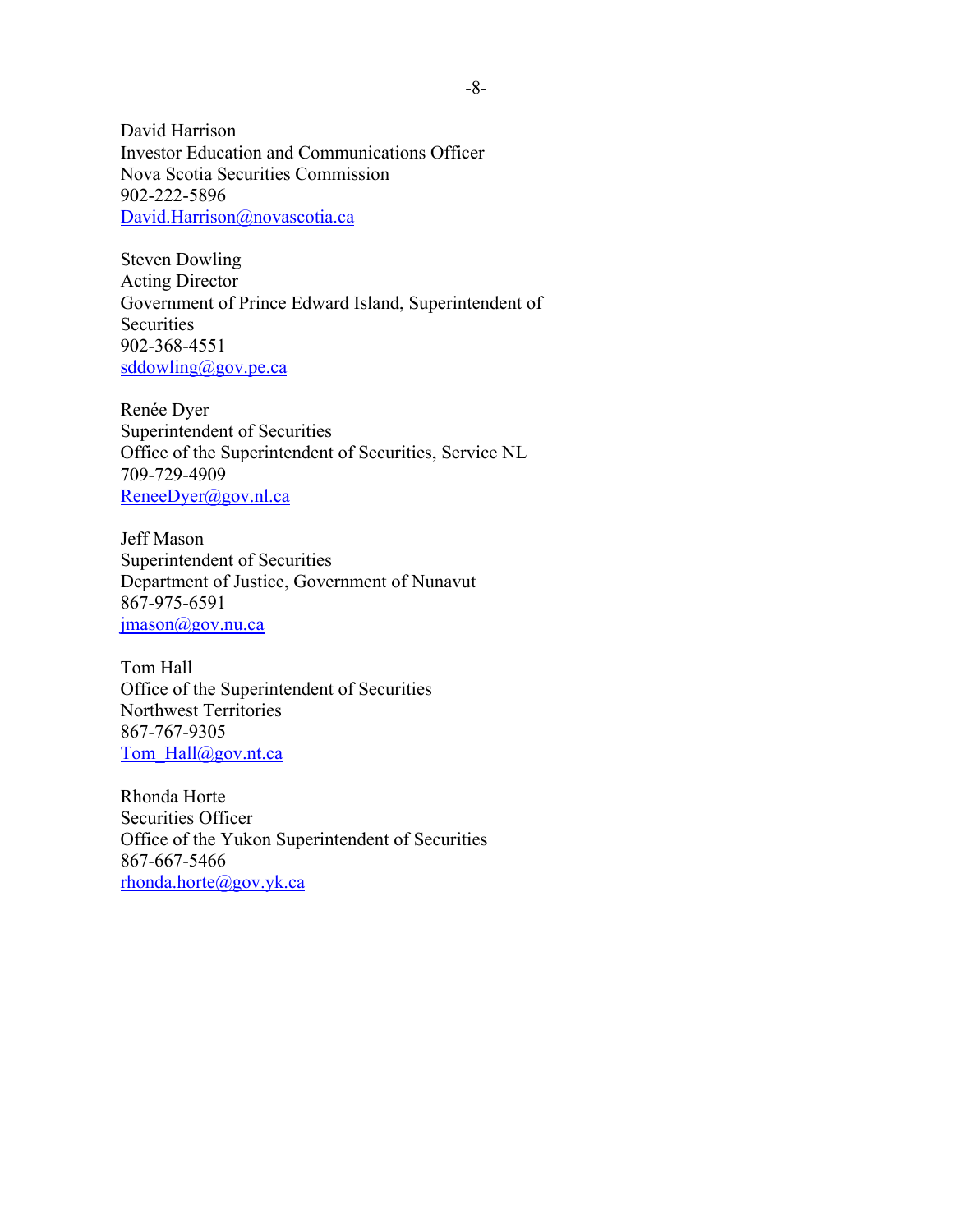David Harrison
Investor Education and Communications Officer
Nova Scotia Securities Commission
902-222-5896
David.Harrison@novascotia.ca

Steven Dowling
Acting Director
Government of Prince Edward Island, Superintendent of Securities
902-368-4551
sddowling@gov.pe.ca

Renée Dyer
Superintendent of Securities
Office of the Superintendent of Securities, Service NL
709-729-4909
ReneeDyer@gov.nl.ca

Jeff Mason
Superintendent of Securities
Department of Justice, Government of Nunavut
867-975-6591
jmason@gov.nu.ca

Tom Hall
Office of the Superintendent of Securities
Northwest Territories
867-767-9305
Tom_Hall@gov.nt.ca

Rhonda Horte
Securities Officer
Office of the Yukon Superintendent of Securities
867-667-5466
rhonda.horte@gov.yk.ca